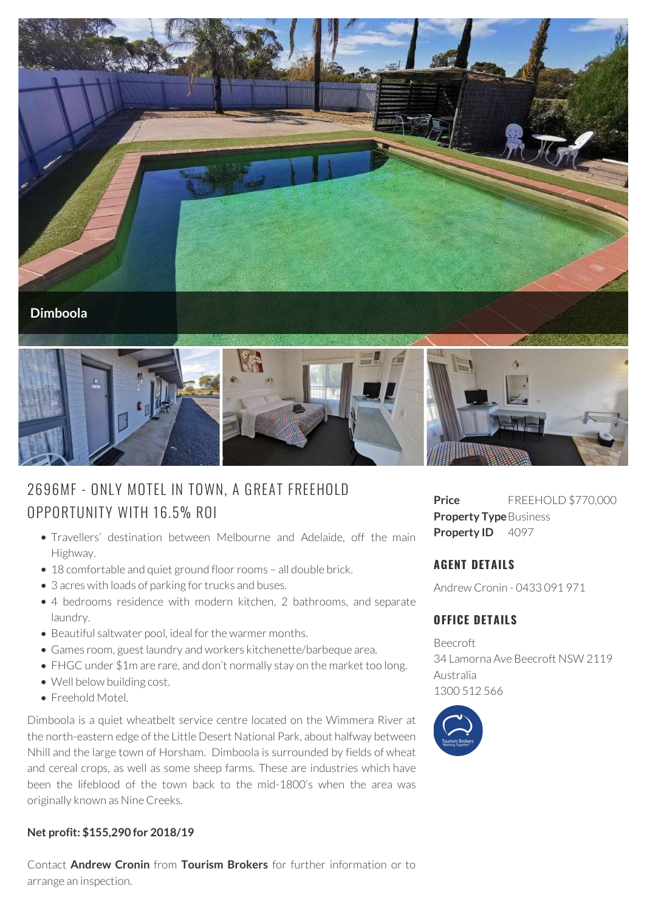Dimboola

# 2696MF - ONLY MOTEL IN TOWN, A GREAT FREEHOLD OPPORTUNITY WITH 16.5% ROI

- Travellers' destination between Melbourne and Adelaide, off the main Highway.
- 18 comfortable and quiet ground floor rooms – all double brick.
- 3 acres with loads of parking for trucks and buses.
- 4 bedrooms residence with modern kitchen, 2 bathrooms, and separate laundry.
- Beautiful saltwater pool, ideal for the warmer months.
- Games room, guest laundry and workers kitchenette/barbeque area.
- FHGC under $1m are rare, and don't normally stay on the market too long.
- Well below building cost.
- Freehold Motel.

Dimboola is a quiet wheatbelt service centre located on the Wimmera River at the north-eastern edge of the Little Desert National Park, about halfway between Nhill and the large town of Horsham. Dimboola is surrounded by fields of wheat and cereal crops, as well as some sheep farms. These are industries which have been the lifeblood of the town back to the mid-1800's when the area was originally known as Nine Creeks.

**Net profit: $155,290 for 2018/19**

Contact **Andrew Cronin** from **Tourism Brokers** for further information or to arrange an inspection.

**Price** FREEHOLD $770,000
**Property Type** Business
**Property ID** 4097

## AGENT DETAILS

Andrew Cronin - 0433 091 971

## OFFICE DETAILS

Beecroft
34 Lamorna Ave Beecroft NSW 2119
Australia
1300 512 566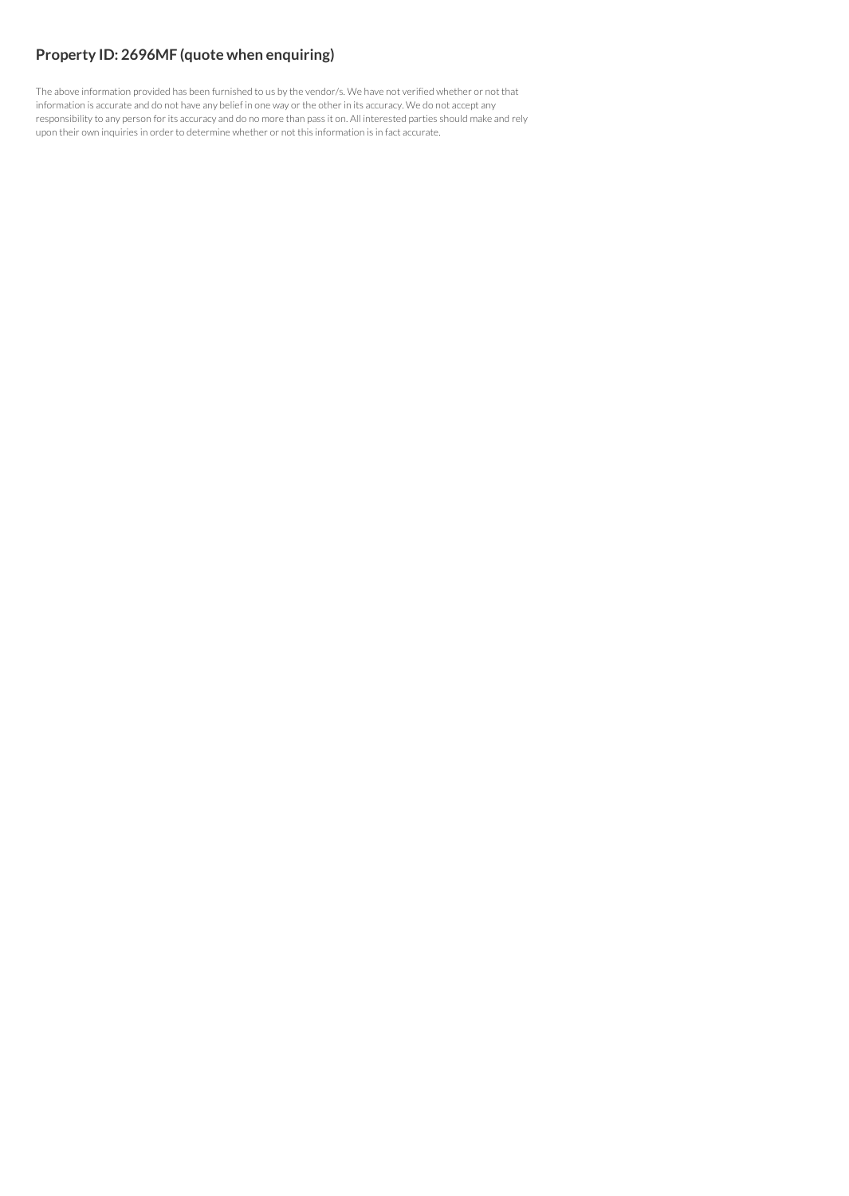## Property ID: 2696MF (quote when enquiring)

The above information provided has been furnished to us by the vendor/s. We have not verified whether or not that information is accurate and do not have any belief in one way or the other in its accuracy. We do not accept any responsibility to any person for its accuracy and do no more than pass it on. All interested parties should make and rely upon their own inquiries in order to determine whether or not this information is in fact accurate.